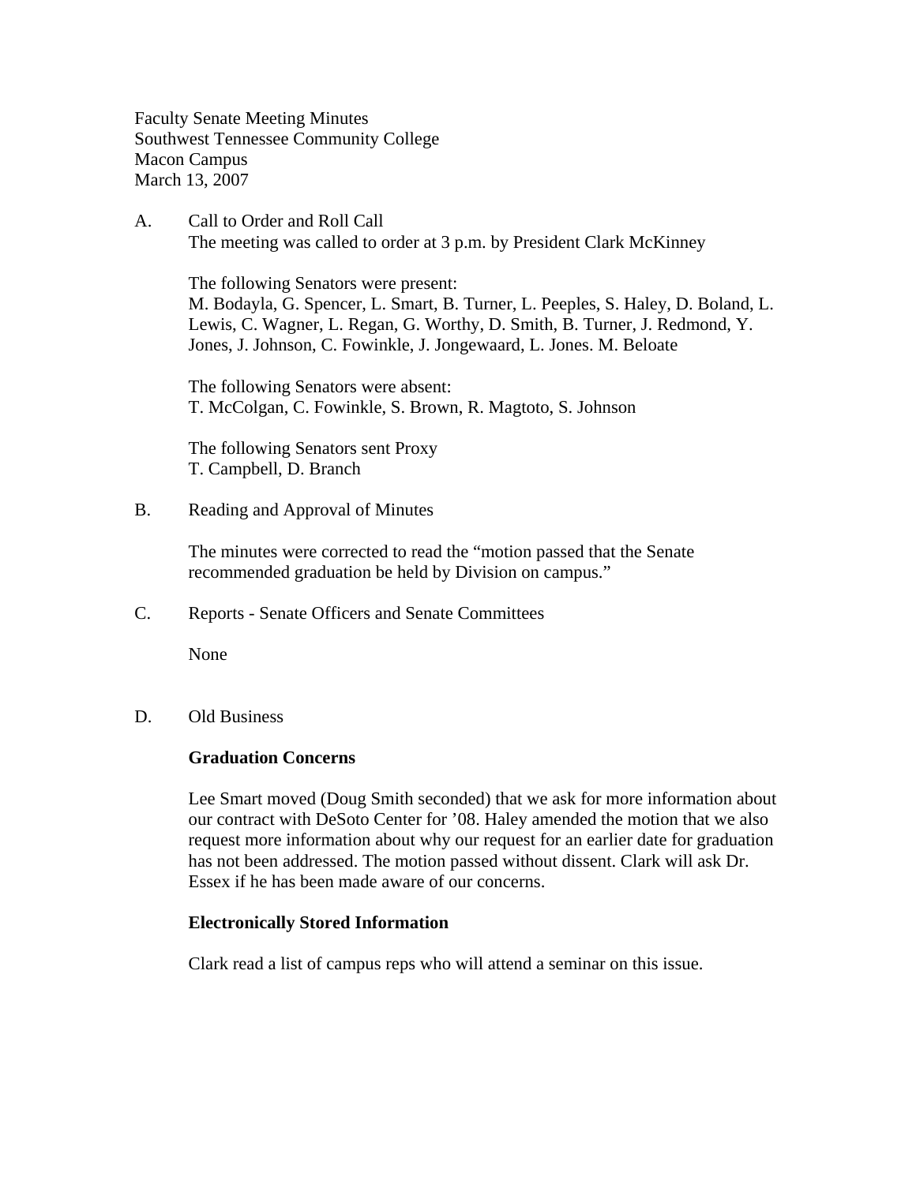Faculty Senate Meeting Minutes
Southwest Tennessee Community College
Macon Campus
March 13, 2007

A. Call to Order and Roll Call

The meeting was called to order at 3 p.m. by President Clark McKinney

The following Senators were present:
M. Bodayla, G. Spencer, L. Smart, B. Turner, L. Peeples, S. Haley, D. Boland, L. Lewis, C. Wagner, L. Regan, G. Worthy, D. Smith, B. Turner, J. Redmond, Y. Jones, J. Johnson, C. Fowinkle, J. Jongewaard, L. Jones. M. Beloate

The following Senators were absent:
T. McColgan, C. Fowinkle, S. Brown, R. Magtoto, S. Johnson

The following Senators sent Proxy
T. Campbell, D. Branch

B. Reading and Approval of Minutes

The minutes were corrected to read the "motion passed that the Senate recommended graduation be held by Division on campus."

C. Reports - Senate Officers and Senate Committees

None

D. Old Business

**Graduation Concerns**

Lee Smart moved (Doug Smith seconded) that we ask for more information about our contract with DeSoto Center for '08. Haley amended the motion that we also request more information about why our request for an earlier date for graduation has not been addressed. The motion passed without dissent. Clark will ask Dr. Essex if he has been made aware of our concerns.

**Electronically Stored Information**

Clark read a list of campus reps who will attend a seminar on this issue.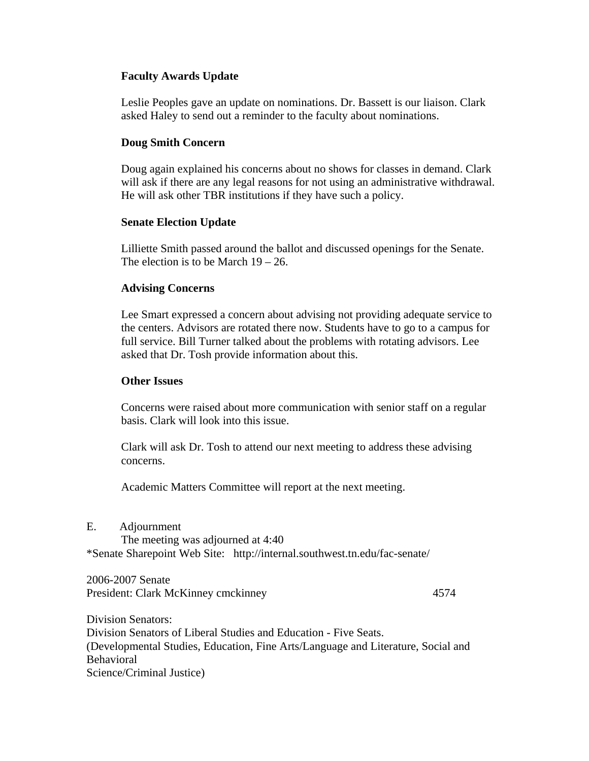**Faculty Awards Update**

Leslie Peoples gave an update on nominations. Dr. Bassett is our liaison. Clark asked Haley to send out a reminder to the faculty about nominations.

**Doug Smith Concern**

Doug again explained his concerns about no shows for classes in demand. Clark will ask if there are any legal reasons for not using an administrative withdrawal. He will ask other TBR institutions if they have such a policy.

**Senate Election Update**

Lilliette Smith passed around the ballot and discussed openings for the Senate. The election is to be March 19 – 26.

**Advising Concerns**

Lee Smart expressed a concern about advising not providing adequate service to the centers. Advisors are rotated there now. Students have to go to a campus for full service. Bill Turner talked about the problems with rotating advisors. Lee asked that Dr. Tosh provide information about this.

**Other Issues**

Concerns were raised about more communication with senior staff on a regular basis. Clark will look into this issue.

Clark will ask Dr. Tosh to attend our next meeting to address these advising concerns.

Academic Matters Committee will report at the next meeting.

E. Adjournment

The meeting was adjourned at 4:40

*Senate Sharepoint Web Site: http://internal.southwest.tn.edu/fac-senate/

2006-2007 Senate

President: Clark McKinney cmckinney 4574

Division Senators:

Division Senators of Liberal Studies and Education - Five Seats.

(Developmental Studies, Education, Fine Arts/Language and Literature, Social and Behavioral Science/Criminal Justice)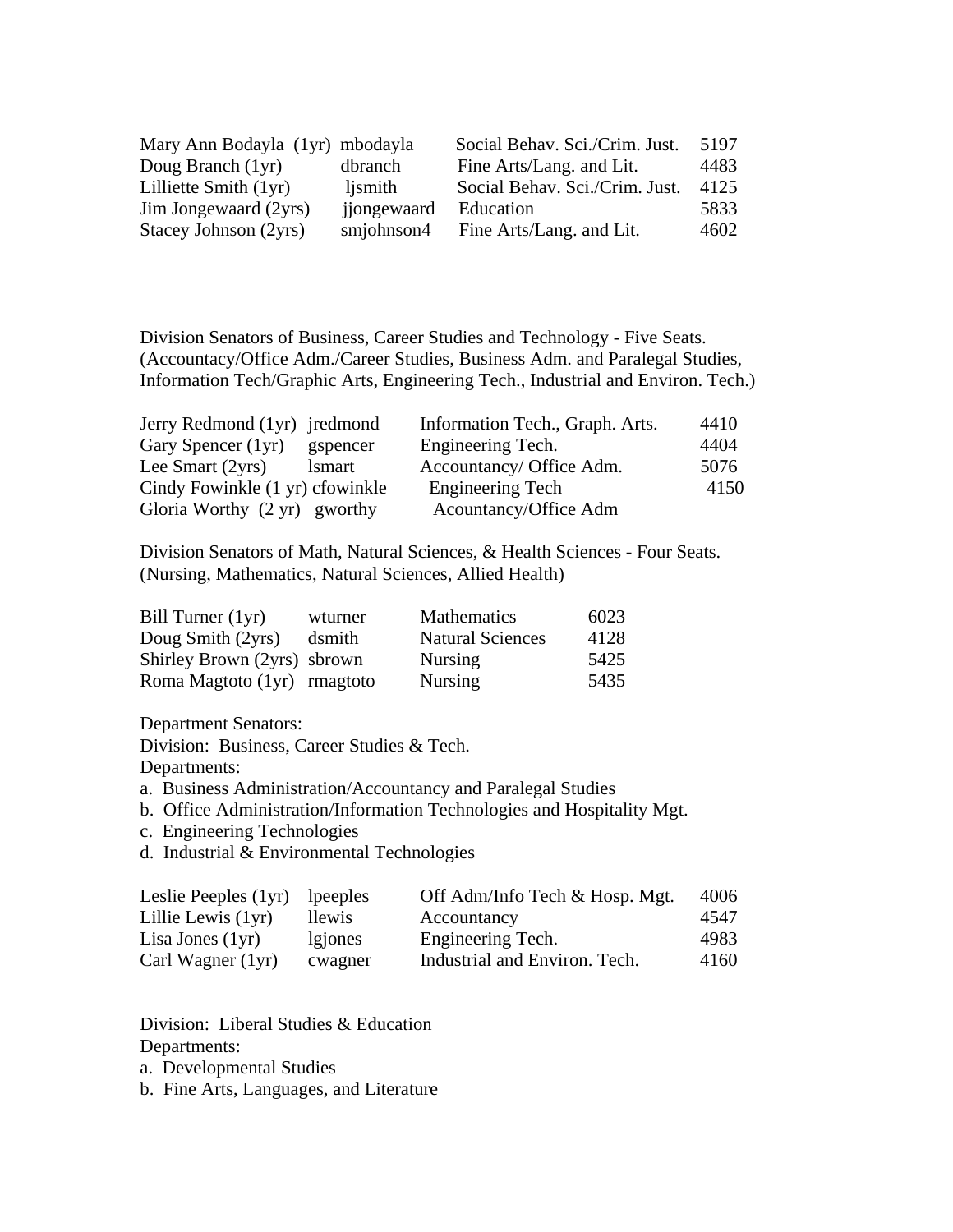| | | | |
|---|---|---|---|
| Mary Ann Bodayla (1yr) | mbodayla | Social Behav. Sci./Crim. Just. | 5197 |
| Doug Branch (1yr) | dbranch | Fine Arts/Lang. and Lit. | 4483 |
| Lilliette Smith (1yr) | ljsmith | Social Behav. Sci./Crim. Just. | 4125 |
| Jim Jongewaard (2yrs) | jjongewaard | Education | 5833 |
| Stacey Johnson (2yrs) | smjohnson4 | Fine Arts/Lang. and Lit. | 4602 |

Division Senators of Business, Career Studies and Technology - Five Seats. (Accountacy/Office Adm./Career Studies, Business Adm. and Paralegal Studies, Information Tech/Graphic Arts, Engineering Tech., Industrial and Environ. Tech.)

| | | | |
|---|---|---|---|
| Jerry Redmond (1yr) | jredmond | Information Tech., Graph. Arts. | 4410 |
| Gary Spencer (1yr) | gspencer | Engineering Tech. | 4404 |
| Lee Smart (2yrs) | lsmart | Accountancy/ Office Adm. | 5076 |
| Cindy Fowinkle (1 yr) | cfowinkle | Engineering Tech | 4150 |
| Gloria Worthy (2 yr) | gworthy | Acountancy/Office Adm | |

Division Senators of Math, Natural Sciences, & Health Sciences - Four Seats. (Nursing, Mathematics, Natural Sciences, Allied Health)

| | | | |
|---|---|---|---|
| Bill Turner (1yr) | wturner | Mathematics | 6023 |
| Doug Smith (2yrs) | dsmith | Natural Sciences | 4128 |
| Shirley Brown (2yrs) | sbrown | Nursing | 5425 |
| Roma Magtoto (1yr) | rmagtoto | Nursing | 5435 |

Department Senators:

Division: Business, Career Studies & Tech.

Departments:

a. Business Administration/Accountancy and Paralegal Studies
b. Office Administration/Information Technologies and Hospitality Mgt.
c. Engineering Technologies
d. Industrial & Environmental Technologies

| | | | |
|---|---|---|---|
| Leslie Peeples (1yr) | lpeeples | Off Adm/Info Tech & Hosp. Mgt. | 4006 |
| Lillie Lewis (1yr) | llewis | Accountancy | 4547 |
| Lisa Jones (1yr) | lgjones | Engineering Tech. | 4983 |
| Carl Wagner (1yr) | cwagner | Industrial and Environ. Tech. | 4160 |

Division: Liberal Studies & Education

Departments:

a. Developmental Studies
b. Fine Arts, Languages, and Literature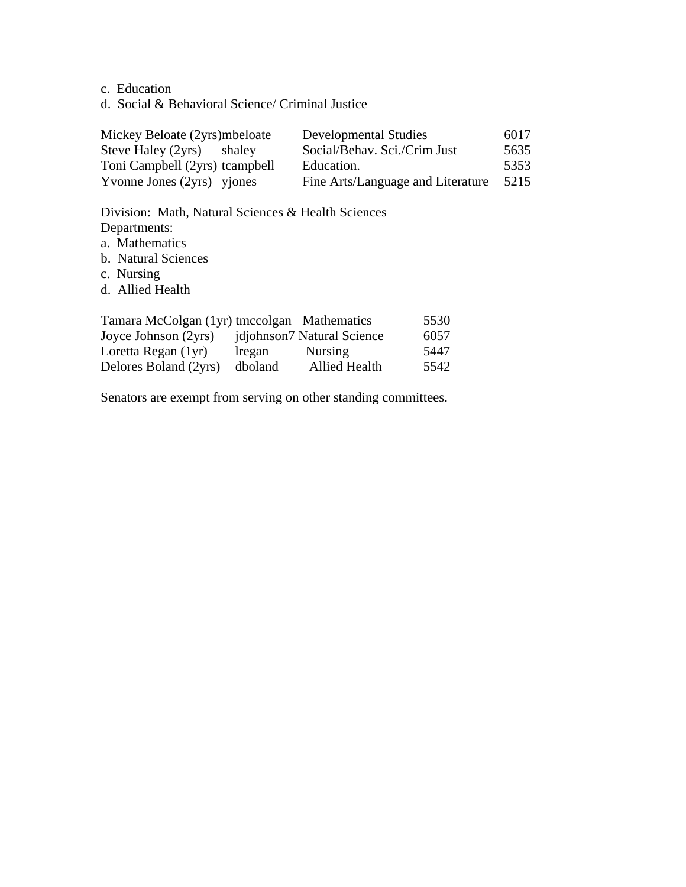c. Education
d. Social & Behavioral Science/ Criminal Justice

| | | | |
|---|---|---|---|
| Mickey Beloate (2yrs) | mbeloate | Developmental Studies | 6017 |
| Steve Haley (2yrs) | shaley | Social/Behav. Sci./Crim Just | 5635 |
| Toni Campbell (2yrs) | tcampbell | Education. | 5353 |
| Yvonne Jones (2yrs) | yjones | Fine Arts/Language and Literature | 5215 |

Division: Math, Natural Sciences & Health Sciences
Departments:
a. Mathematics
b. Natural Sciences
c. Nursing
d. Allied Health

| | | | |
|---|---|---|---|
| Tamara McColgan (1yr) | tmccolgan | Mathematics | 5530 |
| Joyce Johnson (2yrs) | jdjohnson7 | Natural Science | 6057 |
| Loretta Regan (1yr) | lregan | Nursing | 5447 |
| Delores Boland (2yrs) | dboland | Allied Health | 5542 |

Senators are exempt from serving on other standing committees.